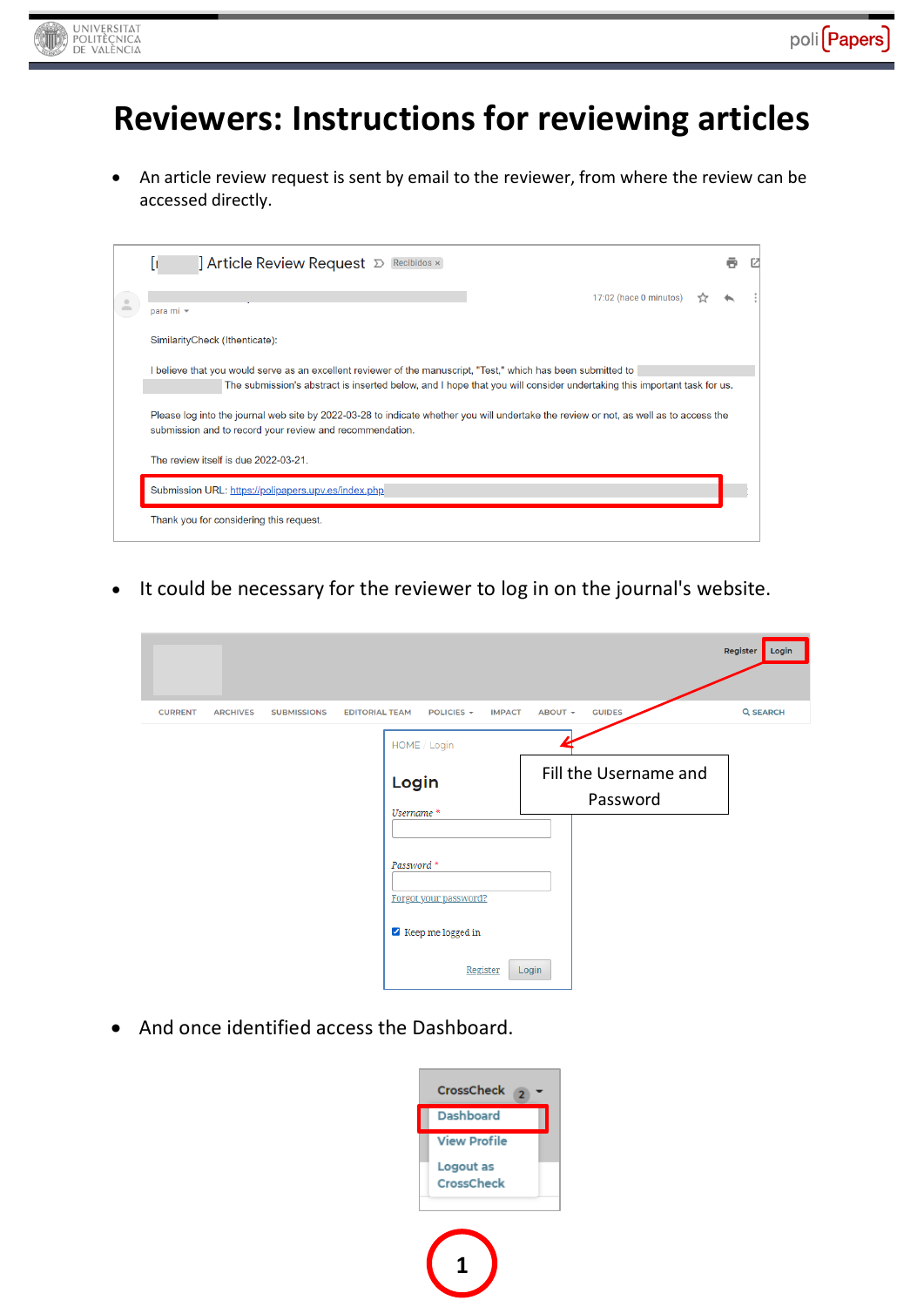# Reviewers: Instructions for reviewing articles

- An article review request is sent by email to the reviewer, from where the review can be accessed directly.

[ ] Article Review Request

para mí

17:02 (hace 0 minutos)

SimilarityCheck (Ithenticate):

I believe that you would serve as an excellent reviewer of the manuscript, "Test," which has been submitted to The submission's abstract is inserted below, and I hope that you will consider undertaking this important task for us.

Please log into the journal web site by 2022-03-28 to indicate whether you will undertake the review or not, as well as to access the submission and to record your review and recommendation.

The review itself is due 2022-03-21.

Submission URL: https://polipapers.upv.es/index.php

Thank you for considering this request.

- It could be necessary for the reviewer to log in on the journal's website.

Register Login

CURRENT ARCHIVES SUBMISSIONS EDITORIAL TEAM POLICIES IMPACT ABOUT GUIDES SEARCH

HOME / Login

**Login**

Username *

Password *

Forgot your password?

Keep me logged in

Register Login

Fill the Username and Password

- And once identified access the Dashboard.

CrossCheck 2

Dashboard

View Profile

Logout as CrossCheck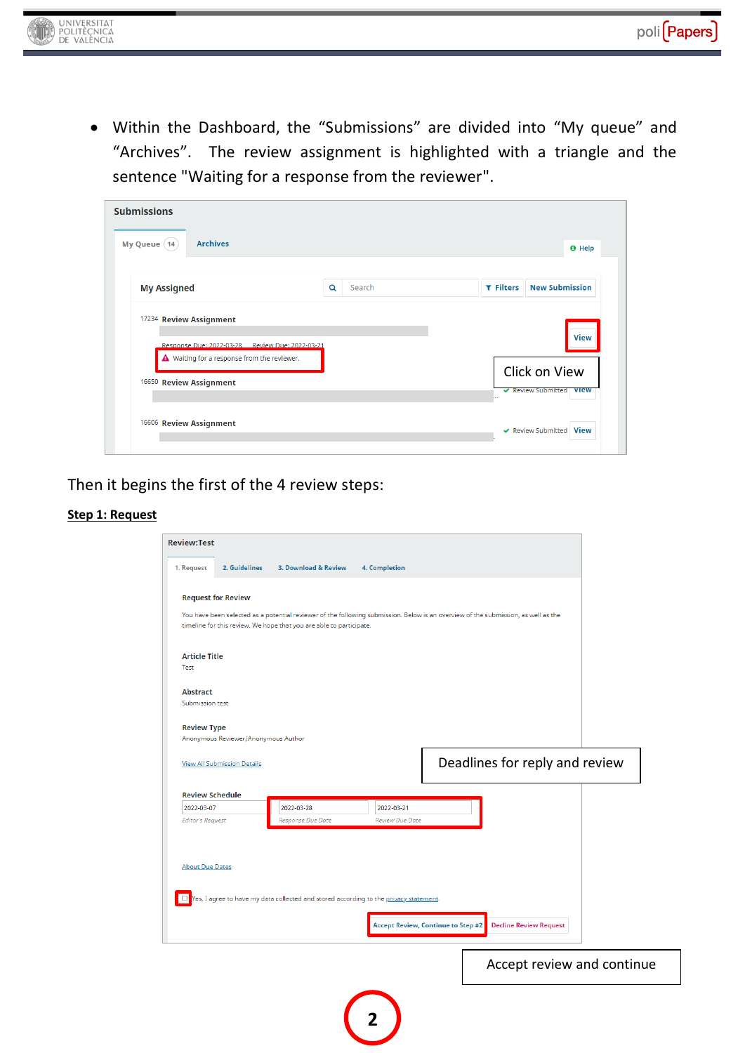- Within the Dashboard, the “Submissions” are divided into “My queue” and “Archives”. The review assignment is highlighted with a triangle and the sentence "Waiting for a response from the reviewer".

Submissions

My Queue 14 | Archives | Help

My Assigned | Search | Filters | New Submission

17234 Review Assignment
Response Due: 2022-03-28 Review Due: 2022-03-21
Waiting for a response from the reviewer. | View

Click on View

16650 Review Assignment | Review Submitted | View

16606 Review Assignment | Review Submitted | View

Then it begins the first of the 4 review steps:

**Step 1: Request**

Review:Test

1. Request | 2. Guidelines | 3. Download & Review | 4. Completion

Request for Review

You have been selected as a potential reviewer of the following submission. Below is an overview of the submission, as well as the timeline for this review. We hope that you are able to participate.

Article Title
Test

Abstract
Submission test

Review Type
Anonymous Reviewer/Anonymous Author

View All Submission Details

Deadlines for reply and review

Review Schedule

| 2022-03-07 | 2022-03-28 | 2022-03-21 |
| --- | --- | --- |
| Editor's Request | Response Due Date | Review Due Date |

About Due Dates

Yes, I agree to have my data collected and stored according to the privacy statement.

Accept Review, Continue to Step #2 | Decline Review Request

Accept review and continue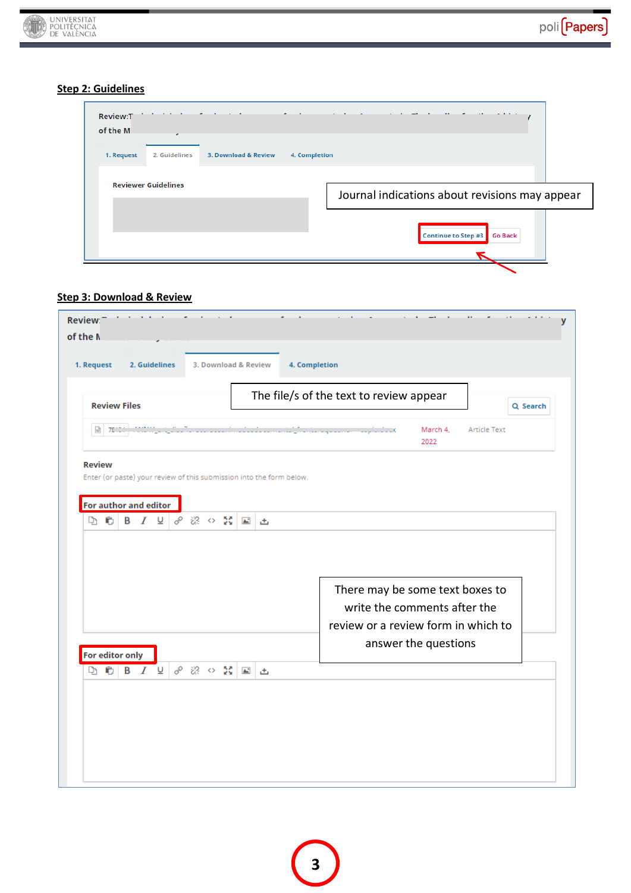## Step 2: Guidelines

Review: ... of the M...

1. Request | 2. Guidelines | 3. Download & Review | 4. Completion

Reviewer Guidelines

Journal indications about revisions may appear

Continue to Step #3 | Go Back

## Step 3: Download & Review

Review: ... of the ...

1. Request | 2. Guidelines | 3. Download & Review | 4. Completion

Review Files

The file/s of the text to review appear

Search

March 4, 2022 | Article Text

Review

Enter (or paste) your review of this submission into the form below.

For author and editor

There may be some text boxes to write the comments after the review or a review form in which to answer the questions

For editor only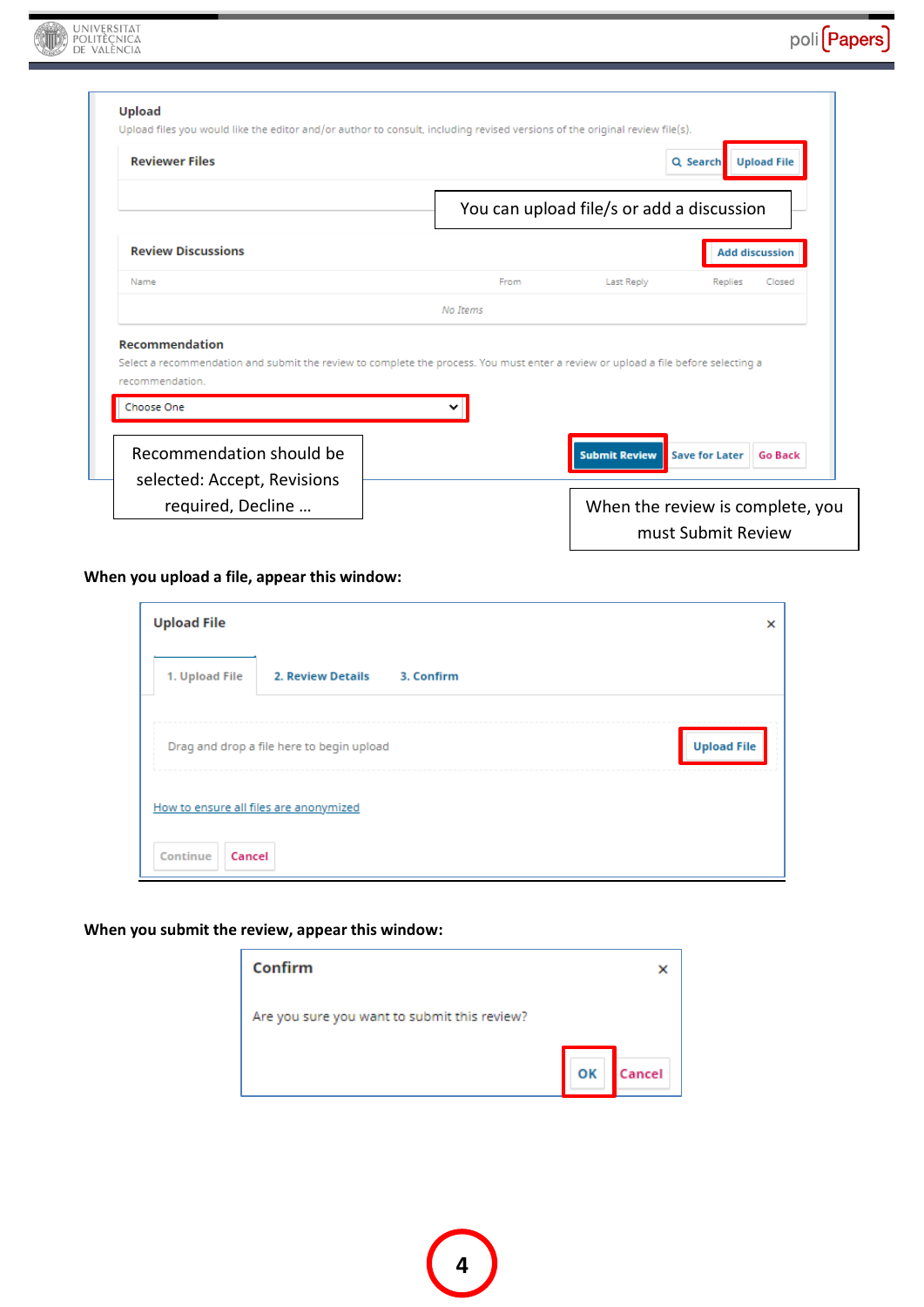**Upload**

Upload files you would like the editor and/or author to consult, including revised versions of the original review file(s).

**Reviewer Files** — Search | Upload File

You can upload file/s or add a discussion

**Review Discussions** — Add discussion

| Name | From | Last Reply | Replies | Closed |
|---|---|---|---|---|
| *No Items* | | | | |

**Recommendation**

Select a recommendation and submit the review to complete the process. You must enter a review or upload a file before selecting a recommendation.

Choose One

Submit Review | Save for Later | Go Back

Recommendation should be selected: Accept, Revisions required, Decline …

When the review is complete, you must Submit Review

**When you upload a file, appear this window:**

**Upload File**

1. Upload File | 2. Review Details | 3. Confirm

Drag and drop a file here to begin upload — Upload File

How to ensure all files are anonymized

Continue | Cancel

**When you submit the review, appear this window:**

**Confirm**

Are you sure you want to submit this review?

OK | Cancel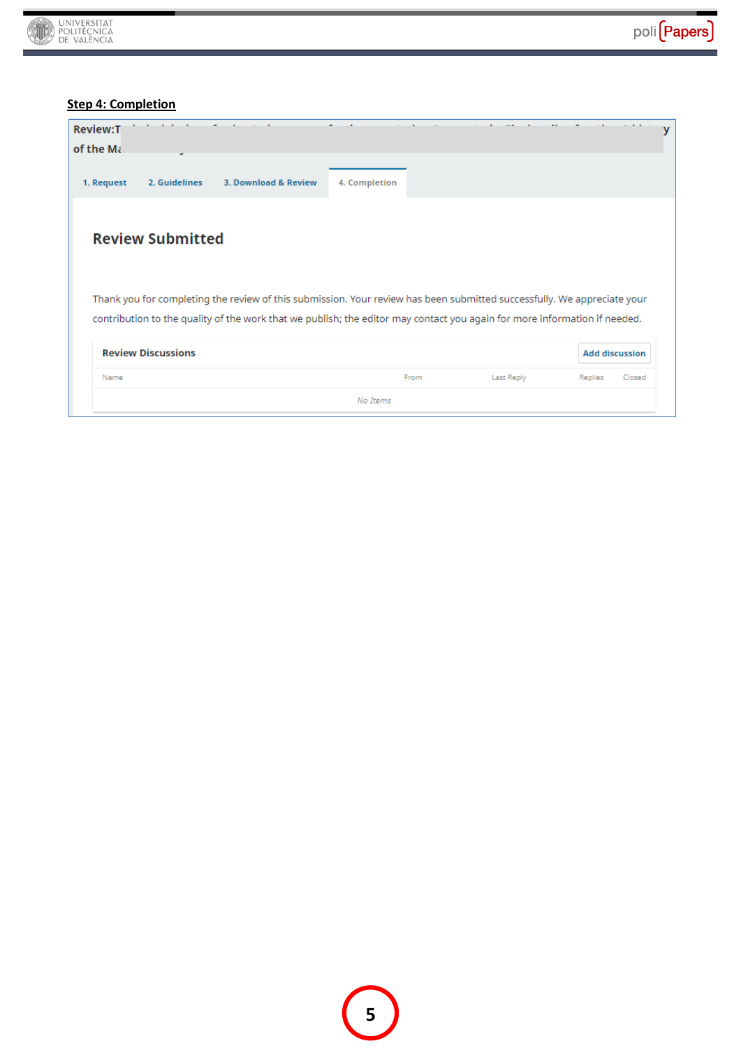**Step 4: Completion**

Review:T ... y
of the Ma...

1. Request | 2. Guidelines | 3. Download & Review | 4. Completion

## Review Submitted

Thank you for completing the review of this submission. Your review has been submitted successfully. We appreciate your contribution to the quality of the work that we publish; the editor may contact you again for more information if needed.

**Review Discussions** — Add discussion

| Name | From | Last Reply | Replies | Closed |
|---|---|---|---|---|
| *No Items* | | | | |